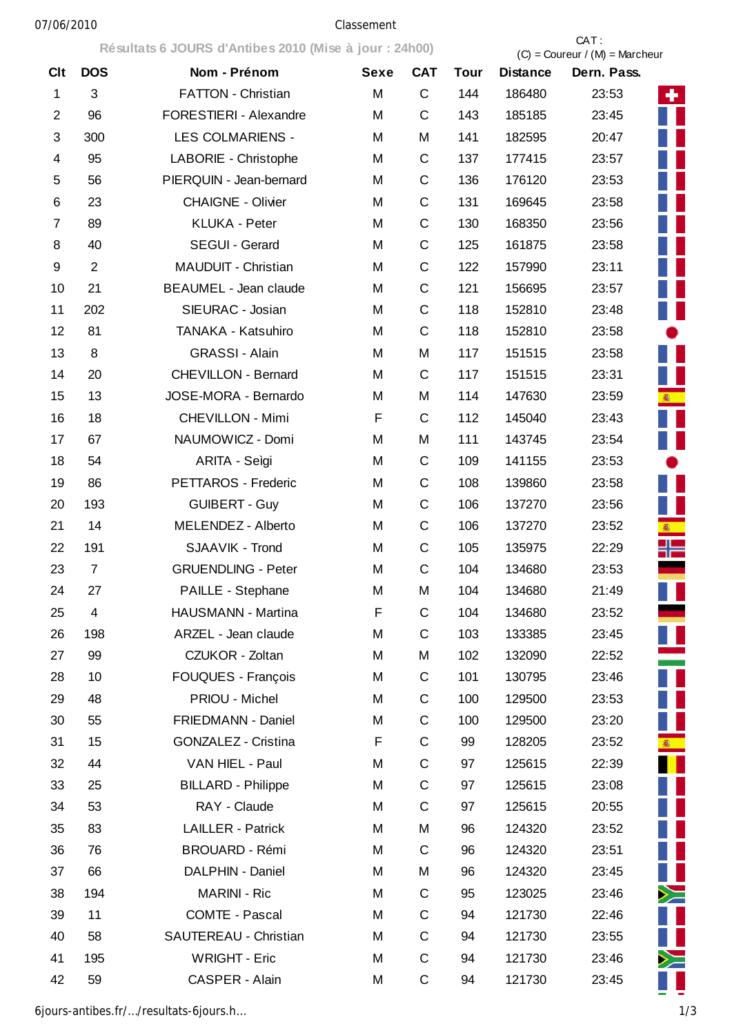Classement

Résultats 6 JOURS d'Antibes 2010 (Mise à jour : 24h00)

CAT : (C) = Coureur / (M) = Marcheur

| Clt | DOS | Nom - Prénom | Sexe | CAT | Tour | Distance | Dern. Pass. |
|---|---|---|---|---|---|---|---|
| 1 | 3 | FATTON - Christian | M | C | 144 | 186480 | 23:53 |
| 2 | 96 | FORESTIERI - Alexandre | M | C | 143 | 185185 | 23:45 |
| 3 | 300 | LES COLMARIENS - | M | M | 141 | 182595 | 20:47 |
| 4 | 95 | LABORIE - Christophe | M | C | 137 | 177415 | 23:57 |
| 5 | 56 | PIERQUIN - Jean-bernard | M | C | 136 | 176120 | 23:53 |
| 6 | 23 | CHAIGNE - Olivier | M | C | 131 | 169645 | 23:58 |
| 7 | 89 | KLUKA - Peter | M | C | 130 | 168350 | 23:56 |
| 8 | 40 | SEGUI - Gerard | M | C | 125 | 161875 | 23:58 |
| 9 | 2 | MAUDUIT - Christian | M | C | 122 | 157990 | 23:11 |
| 10 | 21 | BEAUMEL - Jean claude | M | C | 121 | 156695 | 23:57 |
| 11 | 202 | SIEURAC - Josian | M | C | 118 | 152810 | 23:48 |
| 12 | 81 | TANAKA - Katsuhiro | M | C | 118 | 152810 | 23:58 |
| 13 | 8 | GRASSI - Alain | M | M | 117 | 151515 | 23:58 |
| 14 | 20 | CHEVILLON - Bernard | M | C | 117 | 151515 | 23:31 |
| 15 | 13 | JOSE-MORA - Bernardo | M | M | 114 | 147630 | 23:59 |
| 16 | 18 | CHEVILLON - Mimi | F | C | 112 | 145040 | 23:43 |
| 17 | 67 | NAUMOWICZ - Domi | M | M | 111 | 143745 | 23:54 |
| 18 | 54 | ARITA - Seìgi | M | C | 109 | 141155 | 23:53 |
| 19 | 86 | PETTAROS - Frederic | M | C | 108 | 139860 | 23:58 |
| 20 | 193 | GUIBERT - Guy | M | C | 106 | 137270 | 23:56 |
| 21 | 14 | MELENDEZ - Alberto | M | C | 106 | 137270 | 23:52 |
| 22 | 191 | SJAAVIK - Trond | M | C | 105 | 135975 | 22:29 |
| 23 | 7 | GRUENDLING - Peter | M | C | 104 | 134680 | 23:53 |
| 24 | 27 | PAILLE - Stephane | M | M | 104 | 134680 | 21:49 |
| 25 | 4 | HAUSMANN - Martina | F | C | 104 | 134680 | 23:52 |
| 26 | 198 | ARZEL - Jean claude | M | C | 103 | 133385 | 23:45 |
| 27 | 99 | CZUKOR - Zoltan | M | M | 102 | 132090 | 22:52 |
| 28 | 10 | FOUQUES - François | M | C | 101 | 130795 | 23:46 |
| 29 | 48 | PRIOU - Michel | M | C | 100 | 129500 | 23:53 |
| 30 | 55 | FRIEDMANN - Daniel | M | C | 100 | 129500 | 23:20 |
| 31 | 15 | GONZALEZ - Cristina | F | C | 99 | 128205 | 23:52 |
| 32 | 44 | VAN HIEL - Paul | M | C | 97 | 125615 | 22:39 |
| 33 | 25 | BILLARD - Philippe | M | C | 97 | 125615 | 23:08 |
| 34 | 53 | RAY - Claude | M | C | 97 | 125615 | 20:55 |
| 35 | 83 | LAILLER - Patrick | M | M | 96 | 124320 | 23:52 |
| 36 | 76 | BROUARD - Rémi | M | C | 96 | 124320 | 23:51 |
| 37 | 66 | DALPHIN - Daniel | M | M | 96 | 124320 | 23:45 |
| 38 | 194 | MARINI - Ric | M | C | 95 | 123025 | 23:46 |
| 39 | 11 | COMTE - Pascal | M | C | 94 | 121730 | 22:46 |
| 40 | 58 | SAUTEREAU - Christian | M | C | 94 | 121730 | 23:55 |
| 41 | 195 | WRIGHT - Eric | M | C | 94 | 121730 | 23:46 |
| 42 | 59 | CASPER - Alain | M | C | 94 | 121730 | 23:45 |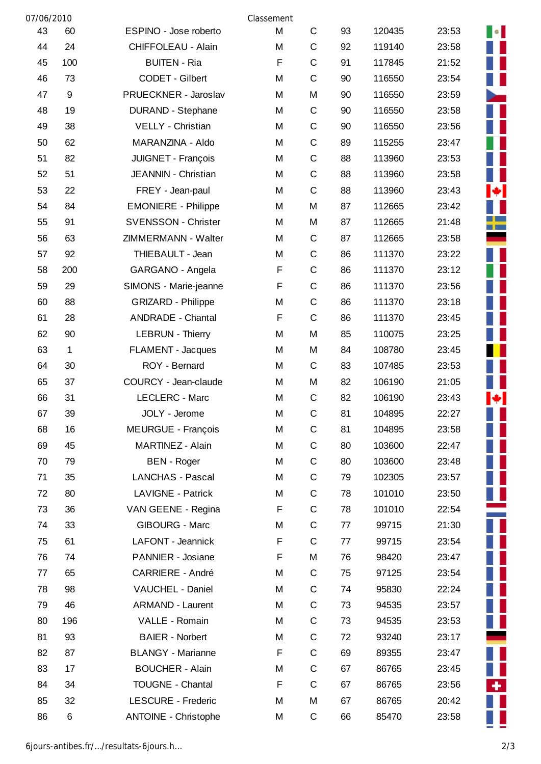Classement

| | | | | | | | | |
|---|---|---|---|---|---|---|---|---|
| 43 | 60 | ESPINO - Jose roberto | M | C | 93 | 120435 | 23:53 | |
| 44 | 24 | CHIFFOLEAU - Alain | M | C | 92 | 119140 | 23:58 | |
| 45 | 100 | BUITEN - Ria | F | C | 91 | 117845 | 21:52 | |
| 46 | 73 | CODET - Gilbert | M | C | 90 | 116550 | 23:54 | |
| 47 | 9 | PRUECKNER - Jaroslav | M | M | 90 | 116550 | 23:59 | |
| 48 | 19 | DURAND - Stephane | M | C | 90 | 116550 | 23:58 | |
| 49 | 38 | VELLY - Christian | M | C | 90 | 116550 | 23:56 | |
| 50 | 62 | MARANZINA - Aldo | M | C | 89 | 115255 | 23:47 | |
| 51 | 82 | JUIGNET - François | M | C | 88 | 113960 | 23:53 | |
| 52 | 51 | JEANNIN - Christian | M | C | 88 | 113960 | 23:58 | |
| 53 | 22 | FREY - Jean-paul | M | C | 88 | 113960 | 23:43 | |
| 54 | 84 | EMONIERE - Philippe | M | M | 87 | 112665 | 23:42 | |
| 55 | 91 | SVENSSON - Christer | M | M | 87 | 112665 | 21:48 | |
| 56 | 63 | ZIMMERMANN - Walter | M | C | 87 | 112665 | 23:58 | |
| 57 | 92 | THIEBAULT - Jean | M | C | 86 | 111370 | 23:22 | |
| 58 | 200 | GARGANO - Angela | F | C | 86 | 111370 | 23:12 | |
| 59 | 29 | SIMONS - Marie-jeanne | F | C | 86 | 111370 | 23:56 | |
| 60 | 88 | GRIZARD - Philippe | M | C | 86 | 111370 | 23:18 | |
| 61 | 28 | ANDRADE - Chantal | F | C | 86 | 111370 | 23:45 | |
| 62 | 90 | LEBRUN - Thierry | M | M | 85 | 110075 | 23:25 | |
| 63 | 1 | FLAMENT - Jacques | M | M | 84 | 108780 | 23:45 | |
| 64 | 30 | ROY - Bernard | M | C | 83 | 107485 | 23:53 | |
| 65 | 37 | COURCY - Jean-claude | M | M | 82 | 106190 | 21:05 | |
| 66 | 31 | LECLERC - Marc | M | C | 82 | 106190 | 23:43 | |
| 67 | 39 | JOLY - Jerome | M | C | 81 | 104895 | 22:27 | |
| 68 | 16 | MEURGUE - François | M | C | 81 | 104895 | 23:58 | |
| 69 | 45 | MARTINEZ - Alain | M | C | 80 | 103600 | 22:47 | |
| 70 | 79 | BEN - Roger | M | C | 80 | 103600 | 23:48 | |
| 71 | 35 | LANCHAS - Pascal | M | C | 79 | 102305 | 23:57 | |
| 72 | 80 | LAVIGNE - Patrick | M | C | 78 | 101010 | 23:50 | |
| 73 | 36 | VAN GEENE - Regina | F | C | 78 | 101010 | 22:54 | |
| 74 | 33 | GIBOURG - Marc | M | C | 77 | 99715 | 21:30 | |
| 75 | 61 | LAFONT - Jeannick | F | C | 77 | 99715 | 23:54 | |
| 76 | 74 | PANNIER - Josiane | F | M | 76 | 98420 | 23:47 | |
| 77 | 65 | CARRIERE - André | M | C | 75 | 97125 | 23:54 | |
| 78 | 98 | VAUCHEL - Daniel | M | C | 74 | 95830 | 22:24 | |
| 79 | 46 | ARMAND - Laurent | M | C | 73 | 94535 | 23:57 | |
| 80 | 196 | VALLE - Romain | M | C | 73 | 94535 | 23:53 | |
| 81 | 93 | BAIER - Norbert | M | C | 72 | 93240 | 23:17 | |
| 82 | 87 | BLANGY - Marianne | F | C | 69 | 89355 | 23:47 | |
| 83 | 17 | BOUCHER - Alain | M | C | 67 | 86765 | 23:45 | |
| 84 | 34 | TOUGNE - Chantal | F | C | 67 | 86765 | 23:56 | |
| 85 | 32 | LESCURE - Frederic | M | M | 67 | 86765 | 20:42 | |
| 86 | 6 | ANTOINE - Christophe | M | C | 66 | 85470 | 23:58 | |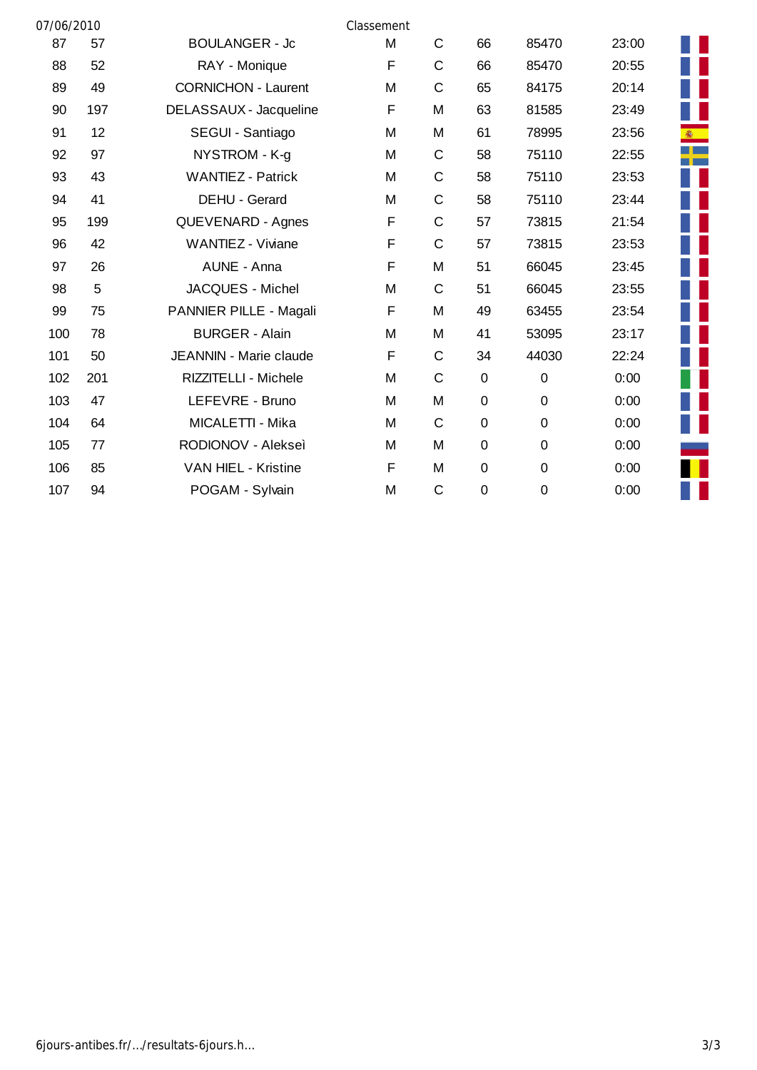| | | | | | | | | |
|---|---|---|---|---|---|---|---|---|
| 87 | 57 | BOULANGER - Jc | M | C | 66 | 85470 | 23:00 | |
| 88 | 52 | RAY - Monique | F | C | 66 | 85470 | 20:55 | |
| 89 | 49 | CORNICHON - Laurent | M | C | 65 | 84175 | 20:14 | |
| 90 | 197 | DELASSAUX - Jacqueline | F | M | 63 | 81585 | 23:49 | |
| 91 | 12 | SEGUI - Santiago | M | M | 61 | 78995 | 23:56 | |
| 92 | 97 | NYSTROM - K-g | M | C | 58 | 75110 | 22:55 | |
| 93 | 43 | WANTIEZ - Patrick | M | C | 58 | 75110 | 23:53 | |
| 94 | 41 | DEHU - Gerard | M | C | 58 | 75110 | 23:44 | |
| 95 | 199 | QUEVENARD - Agnes | F | C | 57 | 73815 | 21:54 | |
| 96 | 42 | WANTIEZ - Viviane | F | C | 57 | 73815 | 23:53 | |
| 97 | 26 | AUNE - Anna | F | M | 51 | 66045 | 23:45 | |
| 98 | 5 | JACQUES - Michel | M | C | 51 | 66045 | 23:55 | |
| 99 | 75 | PANNIER PILLE - Magali | F | M | 49 | 63455 | 23:54 | |
| 100 | 78 | BURGER - Alain | M | M | 41 | 53095 | 23:17 | |
| 101 | 50 | JEANNIN - Marie claude | F | C | 34 | 44030 | 22:24 | |
| 102 | 201 | RIZZITELLI - Michele | M | C | 0 | 0 | 0:00 | |
| 103 | 47 | LEFEVRE - Bruno | M | M | 0 | 0 | 0:00 | |
| 104 | 64 | MICALETTI - Mika | M | C | 0 | 0 | 0:00 | |
| 105 | 77 | RODIONOV - Alekseì | M | M | 0 | 0 | 0:00 | |
| 106 | 85 | VAN HIEL - Kristine | F | M | 0 | 0 | 0:00 | |
| 107 | 94 | POGAM - Sylvain | M | C | 0 | 0 | 0:00 | |